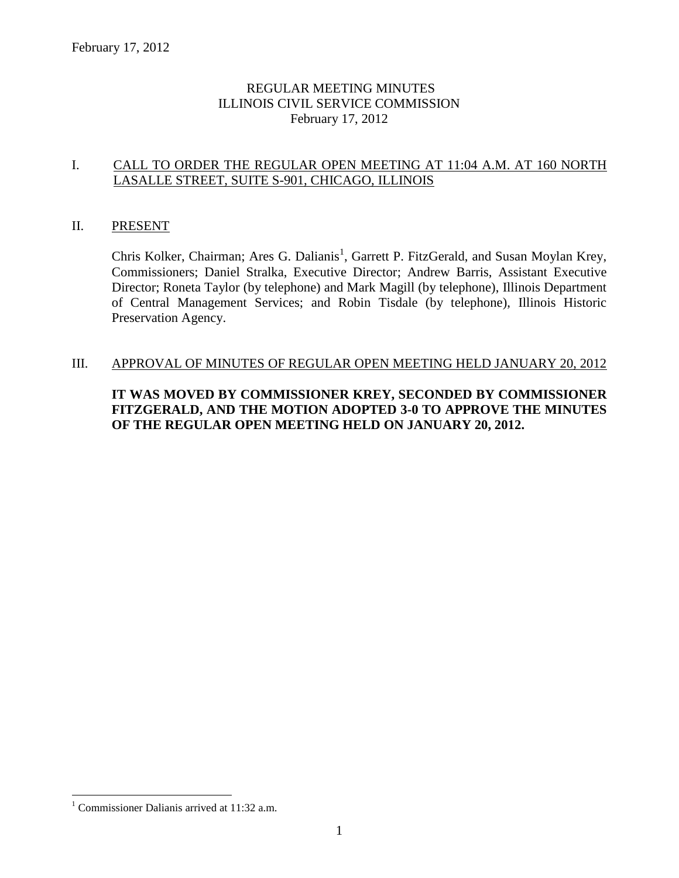REGULAR MEETING MINUTES
ILLINOIS CIVIL SERVICE COMMISSION
February 17, 2012

## I. CALL TO ORDER THE REGULAR OPEN MEETING AT 11:04 A.M. AT 160 NORTH LASALLE STREET, SUITE S-901, CHICAGO, ILLINOIS

## II. PRESENT

Chris Kolker, Chairman; Ares G. Dalianis[1], Garrett P. FitzGerald, and Susan Moylan Krey, Commissioners; Daniel Stralka, Executive Director; Andrew Barris, Assistant Executive Director; Roneta Taylor (by telephone) and Mark Magill (by telephone), Illinois Department of Central Management Services; and Robin Tisdale (by telephone), Illinois Historic Preservation Agency.

## III. APPROVAL OF MINUTES OF REGULAR OPEN MEETING HELD JANUARY 20, 2012

**IT WAS MOVED BY COMMISSIONER KREY, SECONDED BY COMMISSIONER FITZGERALD, AND THE MOTION ADOPTED 3-0 TO APPROVE THE MINUTES OF THE REGULAR OPEN MEETING HELD ON JANUARY 20, 2012.**

---

[1] Commissioner Dalianis arrived at 11:32 a.m.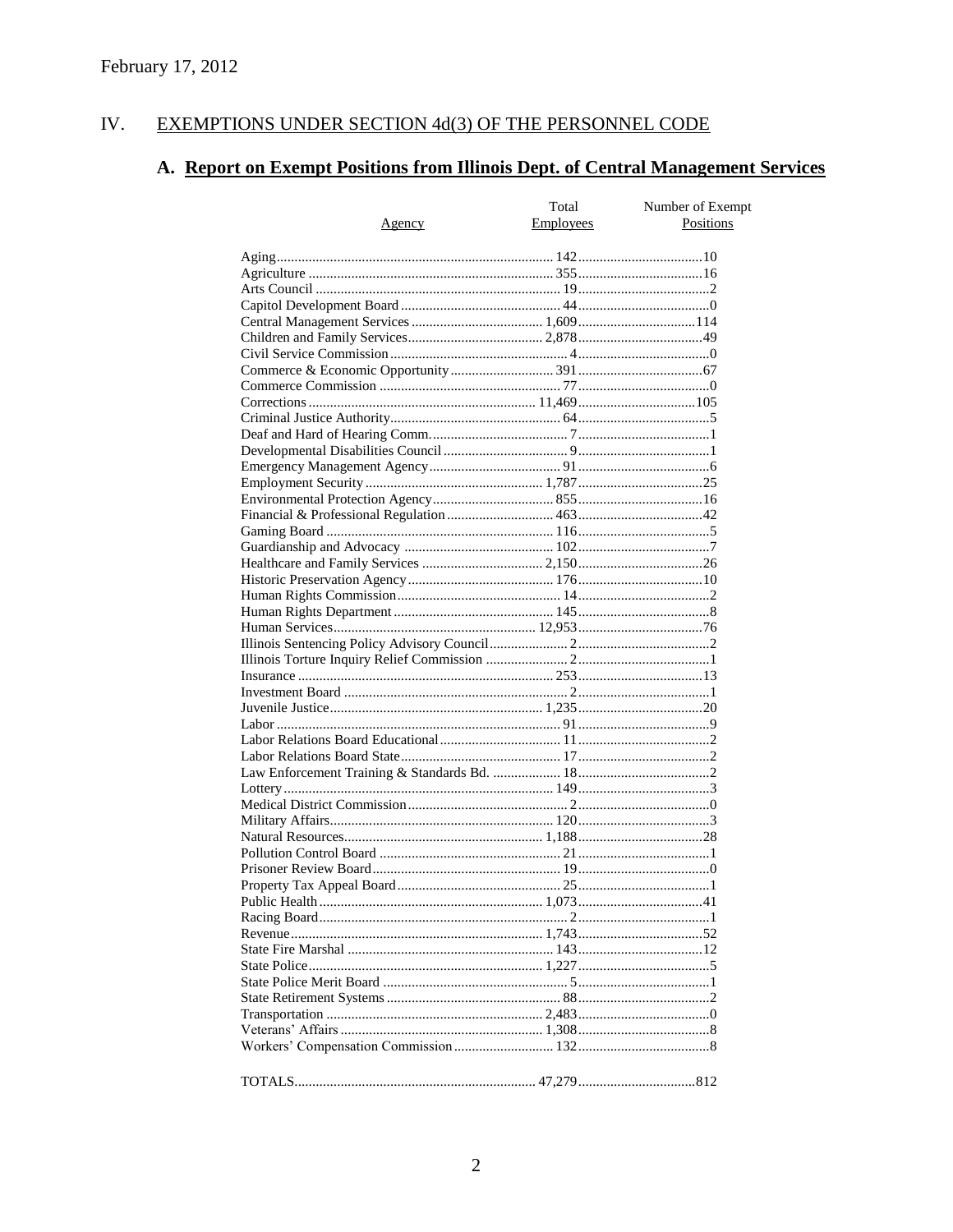February 17, 2012

## IV. EXEMPTIONS UNDER SECTION 4d(3) OF THE PERSONNEL CODE

### A. Report on Exempt Positions from Illinois Dept. of Central Management Services

| Agency | Total Employees | Number of Exempt Positions |
|---|---|---|
| Aging | 142 | 10 |
| Agriculture | 355 | 16 |
| Arts Council | 19 | 2 |
| Capitol Development Board | 44 | 0 |
| Central Management Services | 1,609 | 114 |
| Children and Family Services | 2,878 | 49 |
| Civil Service Commission | 4 | 0 |
| Commerce & Economic Opportunity | 391 | 67 |
| Commerce Commission | 77 | 0 |
| Corrections | 11,469 | 105 |
| Criminal Justice Authority | 64 | 5 |
| Deaf and Hard of Hearing Comm. | 7 | 1 |
| Developmental Disabilities Council | 9 | 1 |
| Emergency Management Agency | 91 | 6 |
| Employment Security | 1,787 | 25 |
| Environmental Protection Agency | 855 | 16 |
| Financial & Professional Regulation | 463 | 42 |
| Gaming Board | 116 | 5 |
| Guardianship and Advocacy | 102 | 7 |
| Healthcare and Family Services | 2,150 | 26 |
| Historic Preservation Agency | 176 | 10 |
| Human Rights Commission | 14 | 2 |
| Human Rights Department | 145 | 8 |
| Human Services | 12,953 | 76 |
| Illinois Sentencing Policy Advisory Council | 2 | 2 |
| Illinois Torture Inquiry Relief Commission | 2 | 1 |
| Insurance | 253 | 13 |
| Investment Board | 2 | 1 |
| Juvenile Justice | 1,235 | 20 |
| Labor | 91 | 9 |
| Labor Relations Board Educational | 11 | 2 |
| Labor Relations Board State | 17 | 2 |
| Law Enforcement Training & Standards Bd. | 18 | 2 |
| Lottery | 149 | 3 |
| Medical District Commission | 2 | 0 |
| Military Affairs | 120 | 3 |
| Natural Resources | 1,188 | 28 |
| Pollution Control Board | 21 | 1 |
| Prisoner Review Board | 19 | 0 |
| Property Tax Appeal Board | 25 | 1 |
| Public Health | 1,073 | 41 |
| Racing Board | 2 | 1 |
| Revenue | 1,743 | 52 |
| State Fire Marshal | 143 | 12 |
| State Police | 1,227 | 5 |
| State Police Merit Board | 5 | 1 |
| State Retirement Systems | 88 | 2 |
| Transportation | 2,483 | 0 |
| Veterans' Affairs | 1,308 | 8 |
| Workers' Compensation Commission | 132 | 8 |
| TOTALS | 47,279 | 812 |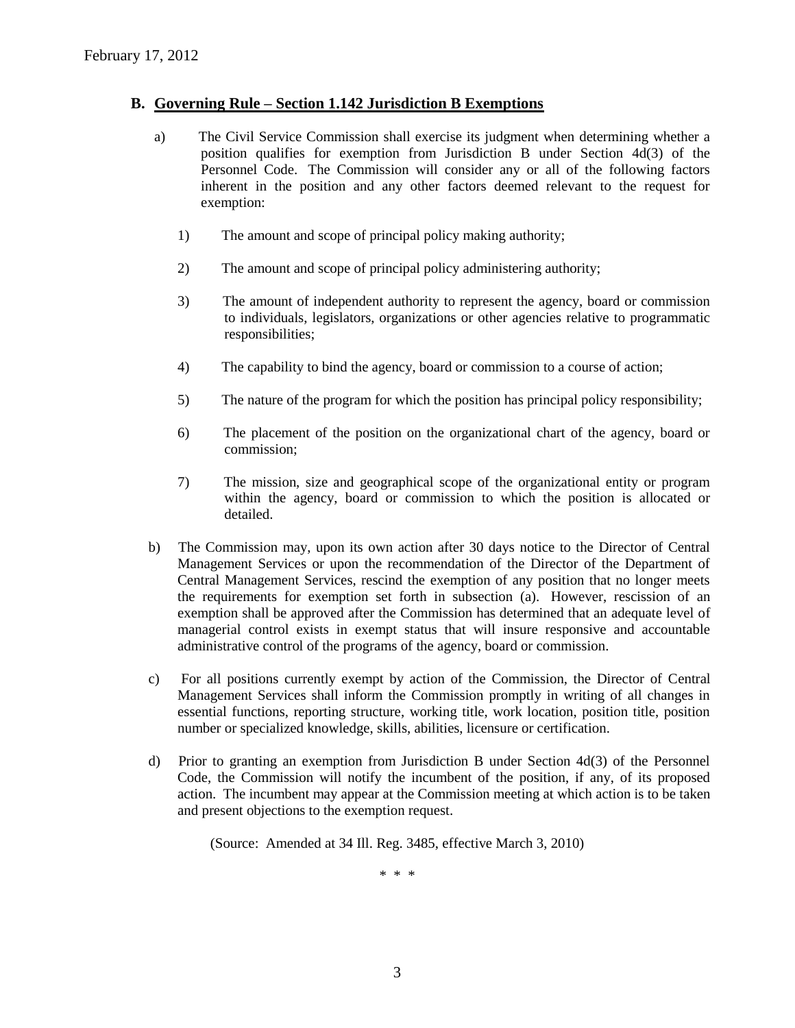## B. Governing Rule – Section 1.142 Jurisdiction B Exemptions

a) The Civil Service Commission shall exercise its judgment when determining whether a position qualifies for exemption from Jurisdiction B under Section 4d(3) of the Personnel Code. The Commission will consider any or all of the following factors inherent in the position and any other factors deemed relevant to the request for exemption:

1) The amount and scope of principal policy making authority;

2) The amount and scope of principal policy administering authority;

3) The amount of independent authority to represent the agency, board or commission to individuals, legislators, organizations or other agencies relative to programmatic responsibilities;

4) The capability to bind the agency, board or commission to a course of action;

5) The nature of the program for which the position has principal policy responsibility;

6) The placement of the position on the organizational chart of the agency, board or commission;

7) The mission, size and geographical scope of the organizational entity or program within the agency, board or commission to which the position is allocated or detailed.

b) The Commission may, upon its own action after 30 days notice to the Director of Central Management Services or upon the recommendation of the Director of the Department of Central Management Services, rescind the exemption of any position that no longer meets the requirements for exemption set forth in subsection (a). However, rescission of an exemption shall be approved after the Commission has determined that an adequate level of managerial control exists in exempt status that will insure responsive and accountable administrative control of the programs of the agency, board or commission.

c) For all positions currently exempt by action of the Commission, the Director of Central Management Services shall inform the Commission promptly in writing of all changes in essential functions, reporting structure, working title, work location, position title, position number or specialized knowledge, skills, abilities, licensure or certification.

d) Prior to granting an exemption from Jurisdiction B under Section 4d(3) of the Personnel Code, the Commission will notify the incumbent of the position, if any, of its proposed action. The incumbent may appear at the Commission meeting at which action is to be taken and present objections to the exemption request.

(Source: Amended at 34 Ill. Reg. 3485, effective March 3, 2010)

\* \* \*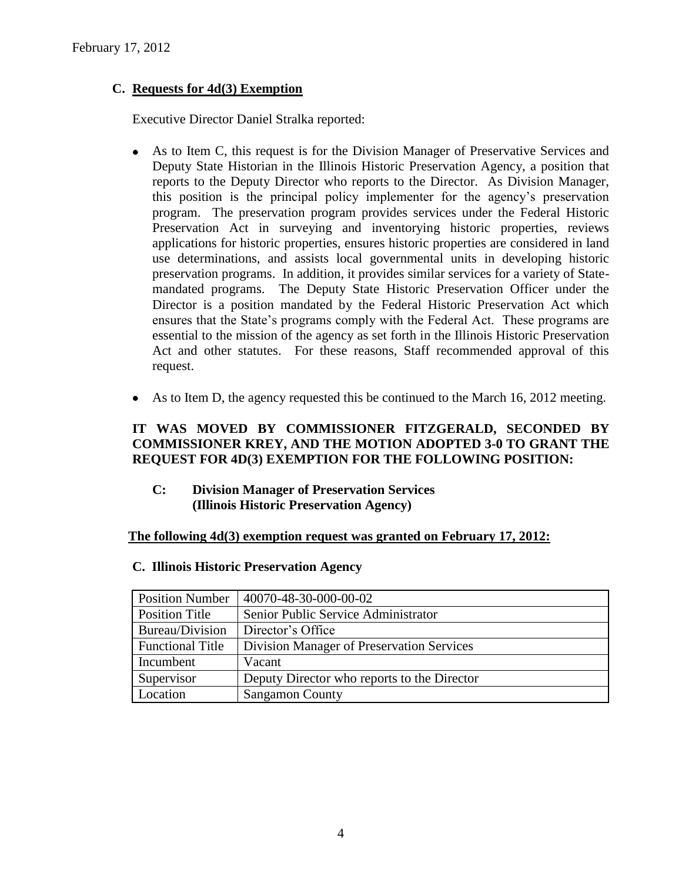February 17, 2012

## C. Requests for 4d(3) Exemption

Executive Director Daniel Stralka reported:

- As to Item C, this request is for the Division Manager of Preservative Services and Deputy State Historian in the Illinois Historic Preservation Agency, a position that reports to the Deputy Director who reports to the Director. As Division Manager, this position is the principal policy implementer for the agency's preservation program. The preservation program provides services under the Federal Historic Preservation Act in surveying and inventorying historic properties, reviews applications for historic properties, ensures historic properties are considered in land use determinations, and assists local governmental units in developing historic preservation programs. In addition, it provides similar services for a variety of State-mandated programs. The Deputy State Historic Preservation Officer under the Director is a position mandated by the Federal Historic Preservation Act which ensures that the State's programs comply with the Federal Act. These programs are essential to the mission of the agency as set forth in the Illinois Historic Preservation Act and other statutes. For these reasons, Staff recommended approval of this request.
- As to Item D, the agency requested this be continued to the March 16, 2012 meeting.

**IT WAS MOVED BY COMMISSIONER FITZGERALD, SECONDED BY COMMISSIONER KREY, AND THE MOTION ADOPTED 3-0 TO GRANT THE REQUEST FOR 4D(3) EXEMPTION FOR THE FOLLOWING POSITION:**

**C: Division Manager of Preservation Services (Illinois Historic Preservation Agency)**

**The following 4d(3) exemption request was granted on February 17, 2012:**

**C. Illinois Historic Preservation Agency**

| | |
|---|---|
| Position Number | 40070-48-30-000-00-02 |
| Position Title | Senior Public Service Administrator |
| Bureau/Division | Director's Office |
| Functional Title | Division Manager of Preservation Services |
| Incumbent | Vacant |
| Supervisor | Deputy Director who reports to the Director |
| Location | Sangamon County |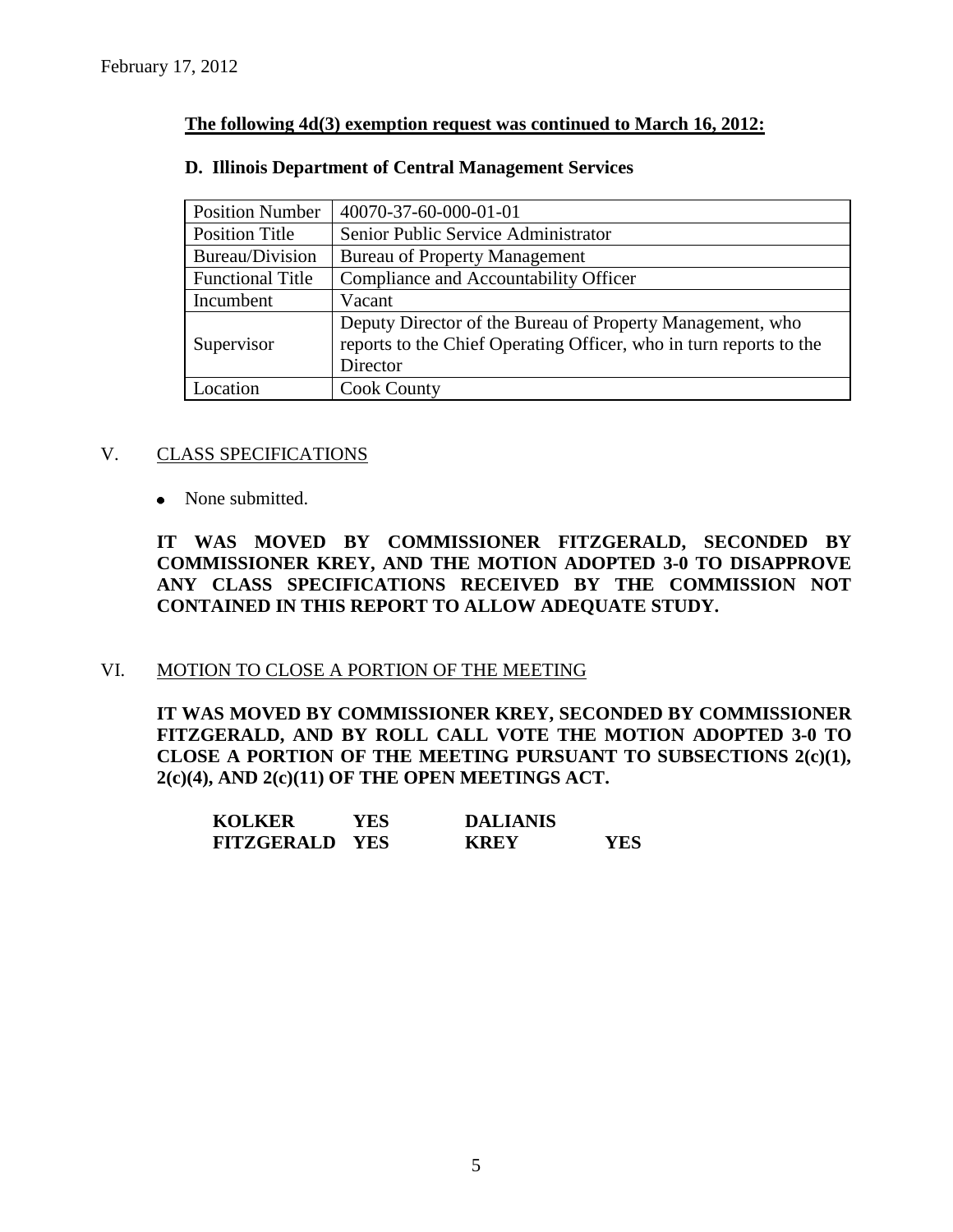February 17, 2012

**The following 4d(3) exemption request was continued to March 16, 2012:**

**D. Illinois Department of Central Management Services**

| Position Number | 40070-37-60-000-01-01 |
|---|---|
| Position Title | Senior Public Service Administrator |
| Bureau/Division | Bureau of Property Management |
| Functional Title | Compliance and Accountability Officer |
| Incumbent | Vacant |
| Supervisor | Deputy Director of the Bureau of Property Management, who reports to the Chief Operating Officer, who in turn reports to the Director |
| Location | Cook County |

## V. CLASS SPECIFICATIONS

- None submitted.

**IT WAS MOVED BY COMMISSIONER FITZGERALD, SECONDED BY COMMISSIONER KREY, AND THE MOTION ADOPTED 3-0 TO DISAPPROVE ANY CLASS SPECIFICATIONS RECEIVED BY THE COMMISSION NOT CONTAINED IN THIS REPORT TO ALLOW ADEQUATE STUDY.**

## VI. MOTION TO CLOSE A PORTION OF THE MEETING

**IT WAS MOVED BY COMMISSIONER KREY, SECONDED BY COMMISSIONER FITZGERALD, AND BY ROLL CALL VOTE THE MOTION ADOPTED 3-0 TO CLOSE A PORTION OF THE MEETING PURSUANT TO SUBSECTIONS 2(c)(1), 2(c)(4), AND 2(c)(11) OF THE OPEN MEETINGS ACT.**

| | | | |
|---|---|---|---|
| **KOLKER** | **YES** | **DALIANIS** | |
| **FITZGERALD** | **YES** | **KREY** | **YES** |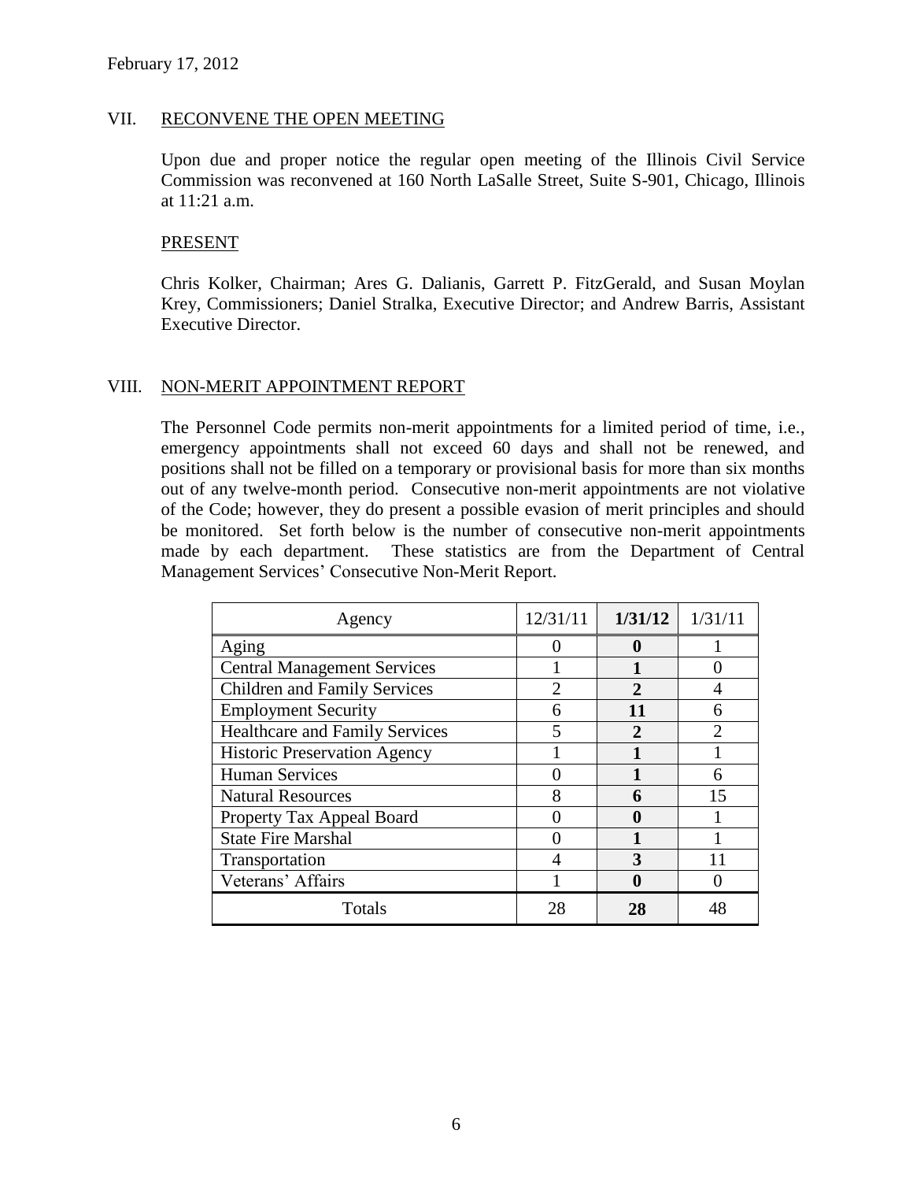February 17, 2012

## VII. RECONVENE THE OPEN MEETING

Upon due and proper notice the regular open meeting of the Illinois Civil Service Commission was reconvened at 160 North LaSalle Street, Suite S-901, Chicago, Illinois at 11:21 a.m.

### PRESENT

Chris Kolker, Chairman; Ares G. Dalianis, Garrett P. FitzGerald, and Susan Moylan Krey, Commissioners; Daniel Stralka, Executive Director; and Andrew Barris, Assistant Executive Director.

## VIII. NON-MERIT APPOINTMENT REPORT

The Personnel Code permits non-merit appointments for a limited period of time, i.e., emergency appointments shall not exceed 60 days and shall not be renewed, and positions shall not be filled on a temporary or provisional basis for more than six months out of any twelve-month period. Consecutive non-merit appointments are not violative of the Code; however, they do present a possible evasion of merit principles and should be monitored. Set forth below is the number of consecutive non-merit appointments made by each department. These statistics are from the Department of Central Management Services' Consecutive Non-Merit Report.

| Agency | 12/31/11 | **1/31/12** | 1/31/11 |
|---|---|---|---|
| Aging | 0 | **0** | 1 |
| Central Management Services | 1 | **1** | 0 |
| Children and Family Services | 2 | **2** | 4 |
| Employment Security | 6 | **11** | 6 |
| Healthcare and Family Services | 5 | **2** | 2 |
| Historic Preservation Agency | 1 | **1** | 1 |
| Human Services | 0 | **1** | 6 |
| Natural Resources | 8 | **6** | 15 |
| Property Tax Appeal Board | 0 | **0** | 1 |
| State Fire Marshal | 0 | **1** | 1 |
| Transportation | 4 | **3** | 11 |
| Veterans' Affairs | 1 | **0** | 0 |
| Totals | 28 | **28** | 48 |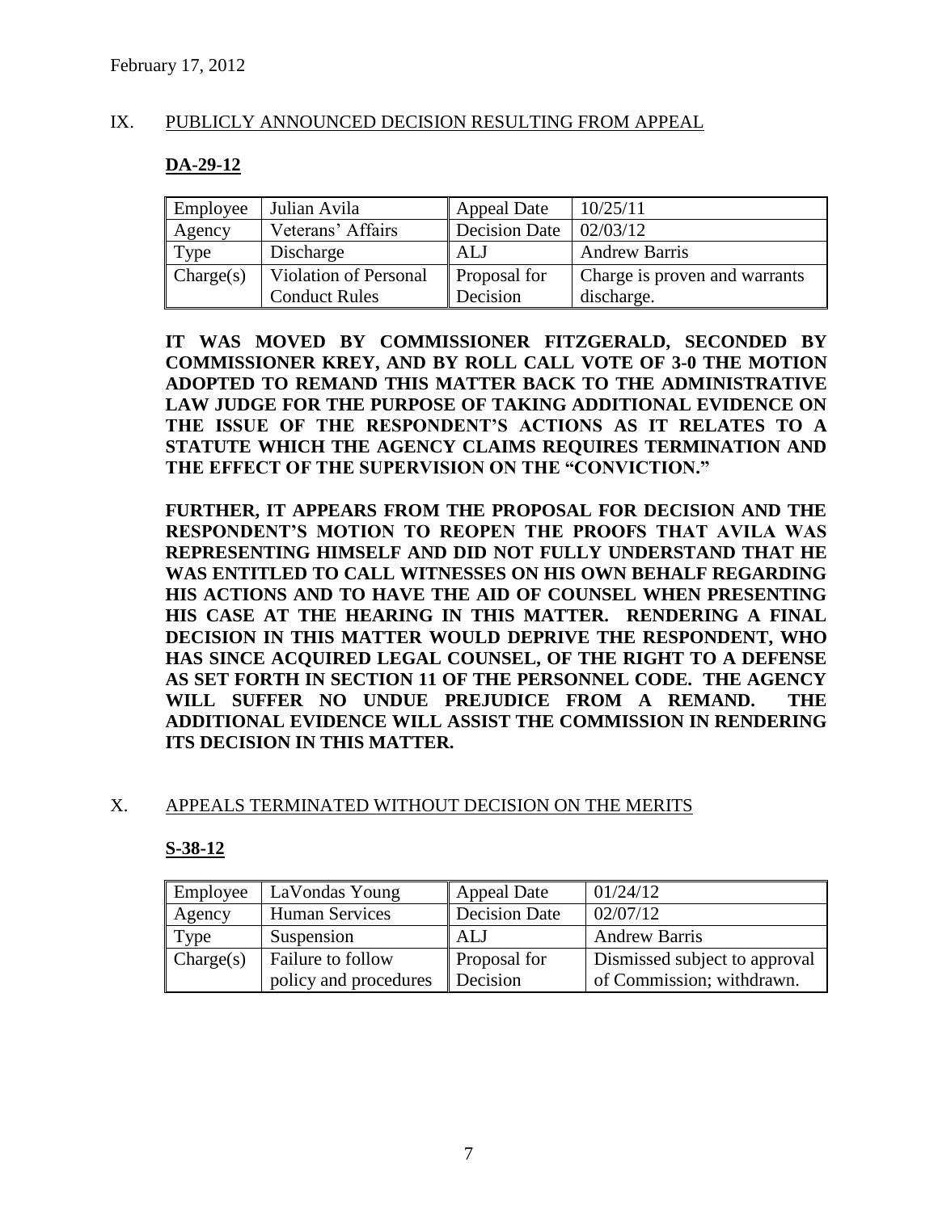February 17, 2012

## IX. PUBLICLY ANNOUNCED DECISION RESULTING FROM APPEAL

### DA-29-12

| Employee | Julian Avila | Appeal Date | 10/25/11 |
|---|---|---|---|
| Agency | Veterans' Affairs | Decision Date | 02/03/12 |
| Type | Discharge | ALJ | Andrew Barris |
| Charge(s) | Violation of Personal Conduct Rules | Proposal for Decision | Charge is proven and warrants discharge. |

**IT WAS MOVED BY COMMISSIONER FITZGERALD, SECONDED BY COMMISSIONER KREY, AND BY ROLL CALL VOTE OF 3-0 THE MOTION ADOPTED TO REMAND THIS MATTER BACK TO THE ADMINISTRATIVE LAW JUDGE FOR THE PURPOSE OF TAKING ADDITIONAL EVIDENCE ON THE ISSUE OF THE RESPONDENT'S ACTIONS AS IT RELATES TO A STATUTE WHICH THE AGENCY CLAIMS REQUIRES TERMINATION AND THE EFFECT OF THE SUPERVISION ON THE "CONVICTION."**

**FURTHER, IT APPEARS FROM THE PROPOSAL FOR DECISION AND THE RESPONDENT'S MOTION TO REOPEN THE PROOFS THAT AVILA WAS REPRESENTING HIMSELF AND DID NOT FULLY UNDERSTAND THAT HE WAS ENTITLED TO CALL WITNESSES ON HIS OWN BEHALF REGARDING HIS ACTIONS AND TO HAVE THE AID OF COUNSEL WHEN PRESENTING HIS CASE AT THE HEARING IN THIS MATTER. RENDERING A FINAL DECISION IN THIS MATTER WOULD DEPRIVE THE RESPONDENT, WHO HAS SINCE ACQUIRED LEGAL COUNSEL, OF THE RIGHT TO A DEFENSE AS SET FORTH IN SECTION 11 OF THE PERSONNEL CODE. THE AGENCY WILL SUFFER NO UNDUE PREJUDICE FROM A REMAND. THE ADDITIONAL EVIDENCE WILL ASSIST THE COMMISSION IN RENDERING ITS DECISION IN THIS MATTER.**

## X. APPEALS TERMINATED WITHOUT DECISION ON THE MERITS

### S-38-12

| Employee | LaVondas Young | Appeal Date | 01/24/12 |
|---|---|---|---|
| Agency | Human Services | Decision Date | 02/07/12 |
| Type | Suspension | ALJ | Andrew Barris |
| Charge(s) | Failure to follow policy and procedures | Proposal for Decision | Dismissed subject to approval of Commission; withdrawn. |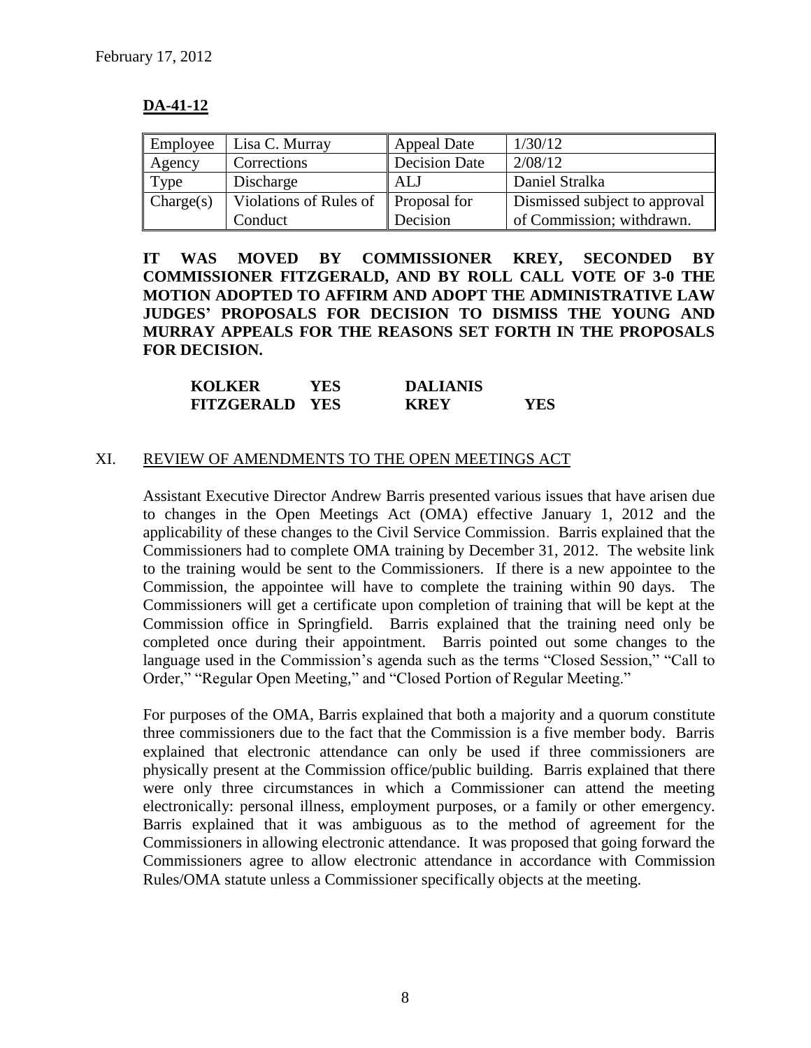February 17, 2012

## DA-41-12

| Employee | Lisa C. Murray | Appeal Date | 1/30/12 |
|---|---|---|---|
| Agency | Corrections | Decision Date | 2/08/12 |
| Type | Discharge | ALJ | Daniel Stralka |
| Charge(s) | Violations of Rules of Conduct | Proposal for Decision | Dismissed subject to approval of Commission; withdrawn. |

**IT WAS MOVED BY COMMISSIONER KREY, SECONDED BY COMMISSIONER FITZGERALD, AND BY ROLL CALL VOTE OF 3-0 THE MOTION ADOPTED TO AFFIRM AND ADOPT THE ADMINISTRATIVE LAW JUDGES' PROPOSALS FOR DECISION TO DISMISS THE YOUNG AND MURRAY APPEALS FOR THE REASONS SET FORTH IN THE PROPOSALS FOR DECISION.**

| | | | |
|---|---|---|---|
| **KOLKER** | **YES** | **DALIANIS** | |
| **FITZGERALD** | **YES** | **KREY** | **YES** |

## XI. REVIEW OF AMENDMENTS TO THE OPEN MEETINGS ACT

Assistant Executive Director Andrew Barris presented various issues that have arisen due to changes in the Open Meetings Act (OMA) effective January 1, 2012 and the applicability of these changes to the Civil Service Commission. Barris explained that the Commissioners had to complete OMA training by December 31, 2012. The website link to the training would be sent to the Commissioners. If there is a new appointee to the Commission, the appointee will have to complete the training within 90 days. The Commissioners will get a certificate upon completion of training that will be kept at the Commission office in Springfield. Barris explained that the training need only be completed once during their appointment. Barris pointed out some changes to the language used in the Commission's agenda such as the terms "Closed Session," "Call to Order," "Regular Open Meeting," and "Closed Portion of Regular Meeting."

For purposes of the OMA, Barris explained that both a majority and a quorum constitute three commissioners due to the fact that the Commission is a five member body. Barris explained that electronic attendance can only be used if three commissioners are physically present at the Commission office/public building. Barris explained that there were only three circumstances in which a Commissioner can attend the meeting electronically: personal illness, employment purposes, or a family or other emergency. Barris explained that it was ambiguous as to the method of agreement for the Commissioners in allowing electronic attendance. It was proposed that going forward the Commissioners agree to allow electronic attendance in accordance with Commission Rules/OMA statute unless a Commissioner specifically objects at the meeting.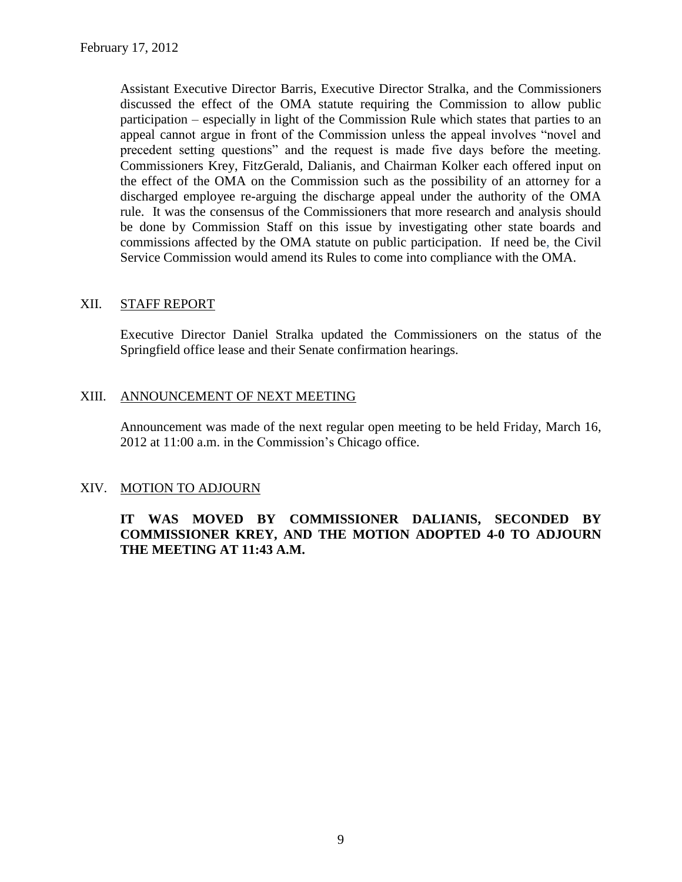Assistant Executive Director Barris, Executive Director Stralka, and the Commissioners discussed the effect of the OMA statute requiring the Commission to allow public participation – especially in light of the Commission Rule which states that parties to an appeal cannot argue in front of the Commission unless the appeal involves "novel and precedent setting questions" and the request is made five days before the meeting. Commissioners Krey, FitzGerald, Dalianis, and Chairman Kolker each offered input on the effect of the OMA on the Commission such as the possibility of an attorney for a discharged employee re-arguing the discharge appeal under the authority of the OMA rule. It was the consensus of the Commissioners that more research and analysis should be done by Commission Staff on this issue by investigating other state boards and commissions affected by the OMA statute on public participation. If need be, the Civil Service Commission would amend its Rules to come into compliance with the OMA.

## XII. STAFF REPORT

Executive Director Daniel Stralka updated the Commissioners on the status of the Springfield office lease and their Senate confirmation hearings.

## XIII. ANNOUNCEMENT OF NEXT MEETING

Announcement was made of the next regular open meeting to be held Friday, March 16, 2012 at 11:00 a.m. in the Commission's Chicago office.

## XIV. MOTION TO ADJOURN

**IT WAS MOVED BY COMMISSIONER DALIANIS, SECONDED BY COMMISSIONER KREY, AND THE MOTION ADOPTED 4-0 TO ADJOURN THE MEETING AT 11:43 A.M.**